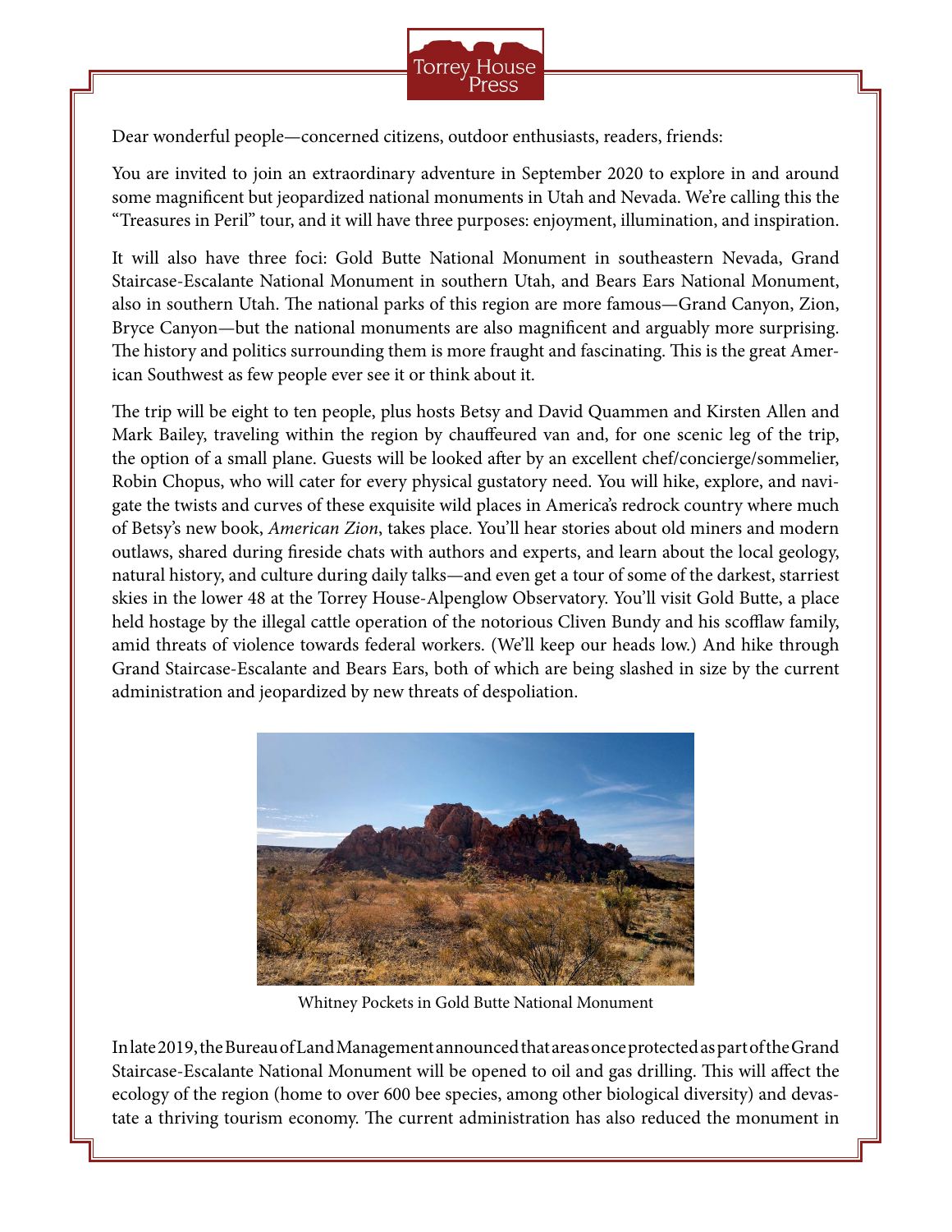Dear wonderful people—concerned citizens, outdoor enthusiasts, readers, friends:

You are invited to join an extraordinary adventure in September 2020 to explore in and around some magnificent but jeopardized national monuments in Utah and Nevada. We're calling this the "Treasures in Peril" tour, and it will have three purposes: enjoyment, illumination, and inspiration.

It will also have three foci: Gold Butte National Monument in southeastern Nevada, Grand Staircase-Escalante National Monument in southern Utah, and Bears Ears National Monument, also in southern Utah. The national parks of this region are more famous—Grand Canyon, Zion, Bryce Canyon—but the national monuments are also magnificent and arguably more surprising. The history and politics surrounding them is more fraught and fascinating. This is the great American Southwest as few people ever see it or think about it.

The trip will be eight to ten people, plus hosts Betsy and David Quammen and Kirsten Allen and Mark Bailey, traveling within the region by chauffeured van and, for one scenic leg of the trip, the option of a small plane. Guests will be looked after by an excellent chef/concierge/sommelier, Robin Chopus, who will cater for every physical gustatory need. You will hike, explore, and navigate the twists and curves of these exquisite wild places in America's redrock country where much of Betsy's new book, *American Zion*, takes place. You'll hear stories about old miners and modern outlaws, shared during fireside chats with authors and experts, and learn about the local geology, natural history, and culture during daily talks—and even get a tour of some of the darkest, starriest skies in the lower 48 at the Torrey House-Alpenglow Observatory. You'll visit Gold Butte, a place held hostage by the illegal cattle operation of the notorious Cliven Bundy and his scofflaw family, amid threats of violence towards federal workers. (We'll keep our heads low.) And hike through Grand Staircase-Escalante and Bears Ears, both of which are being slashed in size by the current administration and jeopardized by new threats of despoliation.

Whitney Pockets in Gold Butte National Monument

In late 2019, the Bureau of Land Management announced that areas once protected as part of the Grand Staircase-Escalante National Monument will be opened to oil and gas drilling. This will affect the ecology of the region (home to over 600 bee species, among other biological diversity) and devastate a thriving tourism economy. The current administration has also reduced the monument in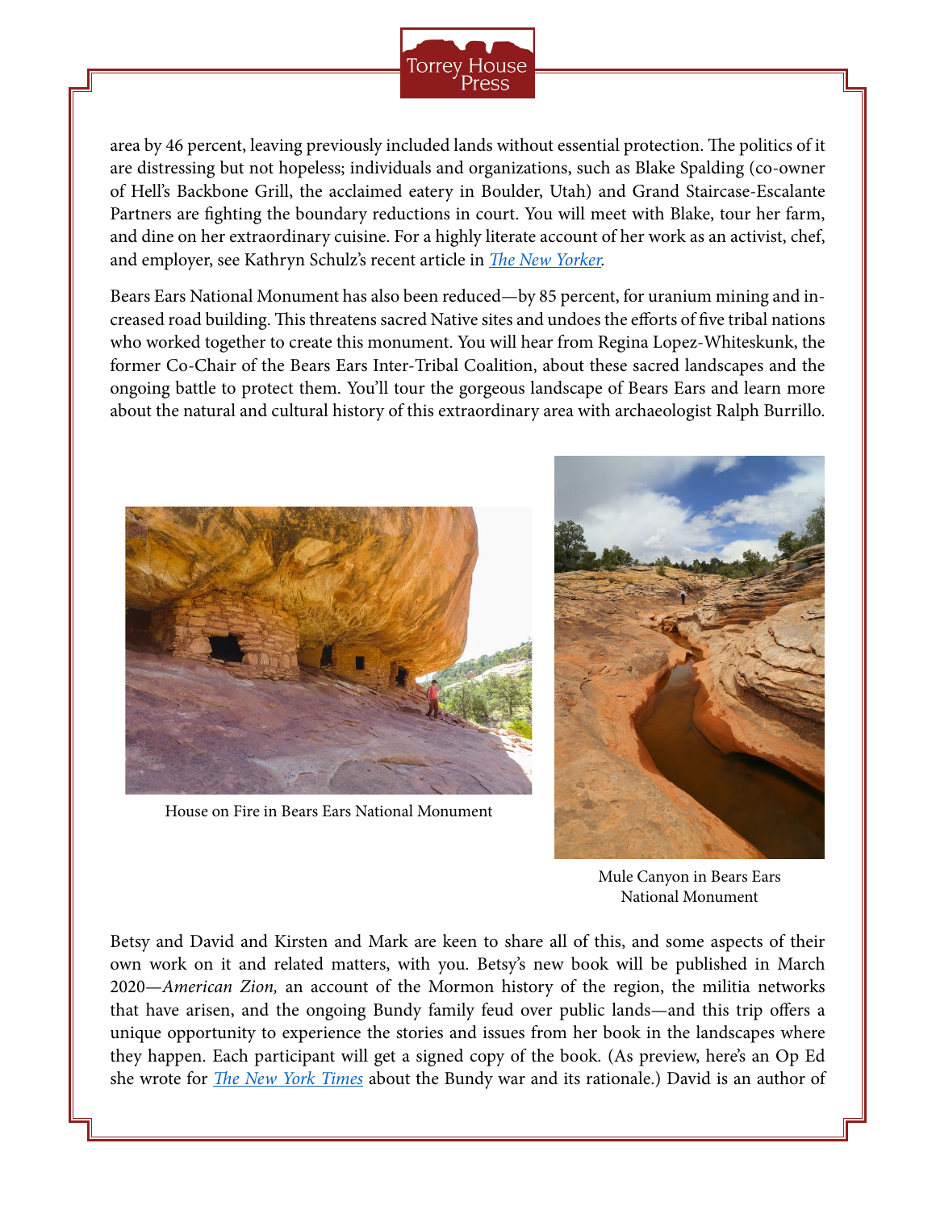area by 46 percent, leaving previously included lands without essential protection. The politics of it are distressing but not hopeless; individuals and organizations, such as Blake Spalding (co-owner of Hell's Backbone Grill, the acclaimed eatery in Boulder, Utah) and Grand Staircase-Escalante Partners are fighting the boundary reductions in court. You will meet with Blake, tour her farm, and dine on her extraordinary cuisine. For a highly literate account of her work as an activist, chef, and employer, see Kathryn Schulz's recent article in *The New Yorker*.

Bears Ears National Monument has also been reduced—by 85 percent, for uranium mining and increased road building. This threatens sacred Native sites and undoes the efforts of five tribal nations who worked together to create this monument. You will hear from Regina Lopez-Whiteskunk, the former Co-Chair of the Bears Ears Inter-Tribal Coalition, about these sacred landscapes and the ongoing battle to protect them. You'll tour the gorgeous landscape of Bears Ears and learn more about the natural and cultural history of this extraordinary area with archaeologist Ralph Burrillo.

House on Fire in Bears Ears National Monument

Mule Canyon in Bears Ears National Monument

Betsy and David and Kirsten and Mark are keen to share all of this, and some aspects of their own work on it and related matters, with you. Betsy's new book will be published in March 2020—*American Zion,* an account of the Mormon history of the region, the militia networks that have arisen, and the ongoing Bundy family feud over public lands—and this trip offers a unique opportunity to experience the stories and issues from her book in the landscapes where they happen. Each participant will get a signed copy of the book. (As preview, here's an Op Ed she wrote for *The New York Times* about the Bundy war and its rationale.) David is an author of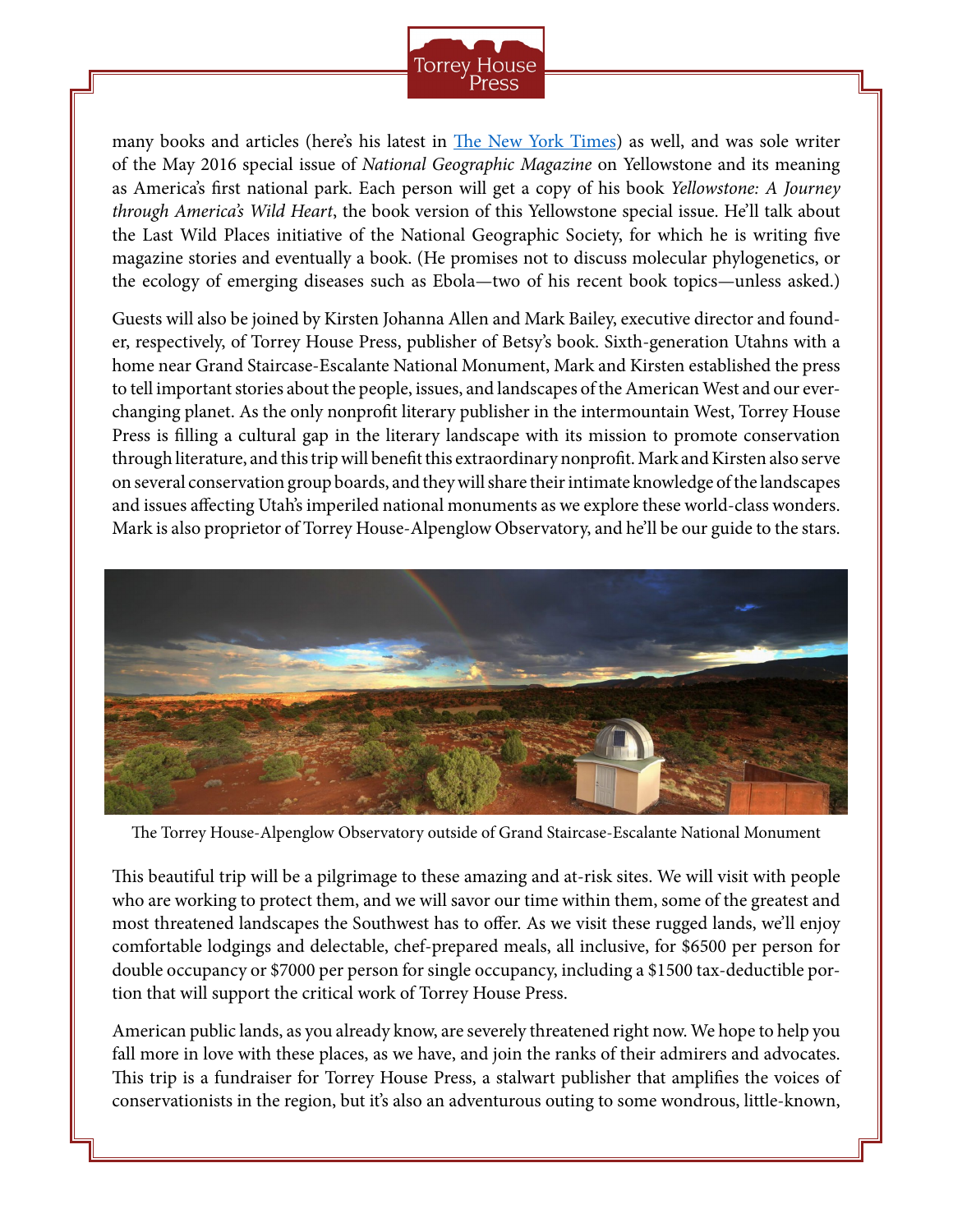many books and articles (here's his latest in [The New York Times](#)) as well, and was sole writer of the May 2016 special issue of *National Geographic Magazine* on Yellowstone and its meaning as America's first national park. Each person will get a copy of his book *Yellowstone: A Journey through America's Wild Heart*, the book version of this Yellowstone special issue. He'll talk about the Last Wild Places initiative of the National Geographic Society, for which he is writing five magazine stories and eventually a book. (He promises not to discuss molecular phylogenetics, or the ecology of emerging diseases such as Ebola—two of his recent book topics—unless asked.)

Guests will also be joined by Kirsten Johanna Allen and Mark Bailey, executive director and founder, respectively, of Torrey House Press, publisher of Betsy's book. Sixth-generation Utahns with a home near Grand Staircase-Escalante National Monument, Mark and Kirsten established the press to tell important stories about the people, issues, and landscapes of the American West and our ever-changing planet. As the only nonprofit literary publisher in the intermountain West, Torrey House Press is filling a cultural gap in the literary landscape with its mission to promote conservation through literature, and this trip will benefit this extraordinary nonprofit. Mark and Kirsten also serve on several conservation group boards, and they will share their intimate knowledge of the landscapes and issues affecting Utah's imperiled national monuments as we explore these world-class wonders. Mark is also proprietor of Torrey House-Alpenglow Observatory, and he'll be our guide to the stars.

The Torrey House-Alpenglow Observatory outside of Grand Staircase-Escalante National Monument

This beautiful trip will be a pilgrimage to these amazing and at-risk sites. We will visit with people who are working to protect them, and we will savor our time within them, some of the greatest and most threatened landscapes the Southwest has to offer. As we visit these rugged lands, we'll enjoy comfortable lodgings and delectable, chef-prepared meals, all inclusive, for $6500 per person for double occupancy or $7000 per person for single occupancy, including a $1500 tax-deductible portion that will support the critical work of Torrey House Press.

American public lands, as you already know, are severely threatened right now. We hope to help you fall more in love with these places, as we have, and join the ranks of their admirers and advocates. This trip is a fundraiser for Torrey House Press, a stalwart publisher that amplifies the voices of conservationists in the region, but it's also an adventurous outing to some wondrous, little-known,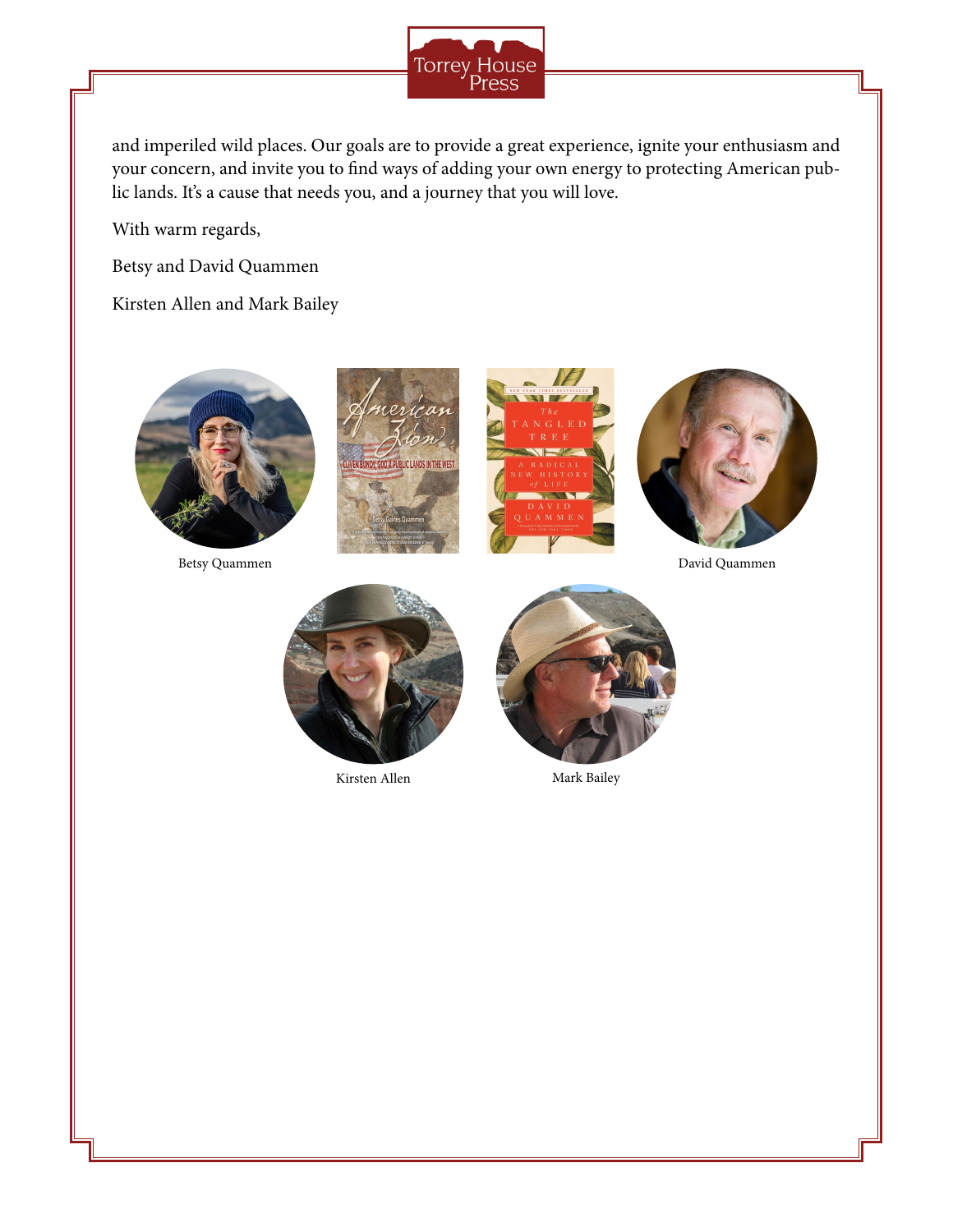and imperiled wild places. Our goals are to provide a great experience, ignite your enthusiasm and your concern, and invite you to find ways of adding your own energy to protecting American public lands. It's a cause that needs you, and a journey that you will love.

With warm regards,

Betsy and David Quammen

Kirsten Allen and Mark Bailey

Betsy Quammen

David Quammen

Kirsten Allen

Mark Bailey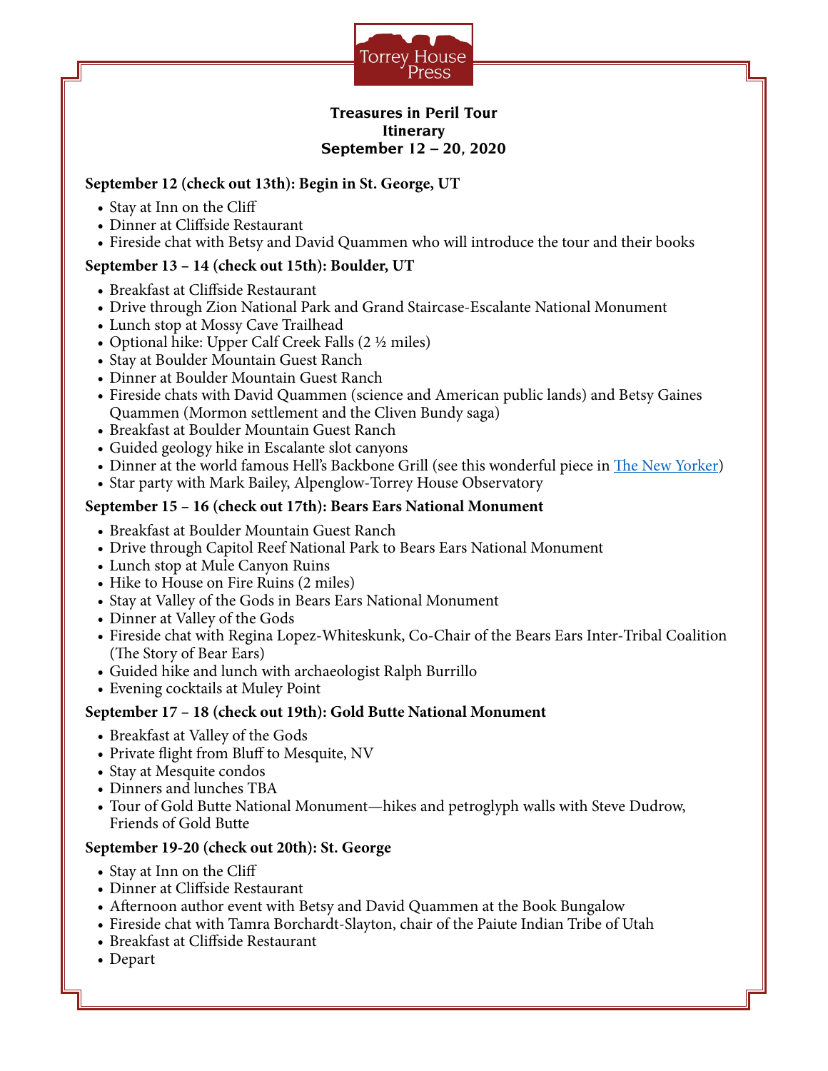Torrey House Press

# Treasures in Peril Tour
## Itinerary
## September 12 – 20, 2020

**September 12 (check out 13th): Begin in St. George, UT**

- Stay at Inn on the Cliff
- Dinner at Cliffside Restaurant
- Fireside chat with Betsy and David Quammen who will introduce the tour and their books

**September 13 – 14 (check out 15th): Boulder, UT**

- Breakfast at Cliffside Restaurant
- Drive through Zion National Park and Grand Staircase-Escalante National Monument
- Lunch stop at Mossy Cave Trailhead
- Optional hike: Upper Calf Creek Falls (2 ½ miles)
- Stay at Boulder Mountain Guest Ranch
- Dinner at Boulder Mountain Guest Ranch
- Fireside chats with David Quammen (science and American public lands) and Betsy Gaines Quammen (Mormon settlement and the Cliven Bundy saga)
- Breakfast at Boulder Mountain Guest Ranch
- Guided geology hike in Escalante slot canyons
- Dinner at the world famous Hell's Backbone Grill (see this wonderful piece in The New Yorker)
- Star party with Mark Bailey, Alpenglow-Torrey House Observatory

**September 15 – 16 (check out 17th): Bears Ears National Monument**

- Breakfast at Boulder Mountain Guest Ranch
- Drive through Capitol Reef National Park to Bears Ears National Monument
- Lunch stop at Mule Canyon Ruins
- Hike to House on Fire Ruins (2 miles)
- Stay at Valley of the Gods in Bears Ears National Monument
- Dinner at Valley of the Gods
- Fireside chat with Regina Lopez-Whiteskunk, Co-Chair of the Bears Ears Inter-Tribal Coalition (The Story of Bear Ears)
- Guided hike and lunch with archaeologist Ralph Burrillo
- Evening cocktails at Muley Point

**September 17 – 18 (check out 19th): Gold Butte National Monument**

- Breakfast at Valley of the Gods
- Private flight from Bluff to Mesquite, NV
- Stay at Mesquite condos
- Dinners and lunches TBA
- Tour of Gold Butte National Monument—hikes and petroglyph walls with Steve Dudrow, Friends of Gold Butte

**September 19-20 (check out 20th): St. George**

- Stay at Inn on the Cliff
- Dinner at Cliffside Restaurant
- Afternoon author event with Betsy and David Quammen at the Book Bungalow
- Fireside chat with Tamra Borchardt-Slayton, chair of the Paiute Indian Tribe of Utah
- Breakfast at Cliffside Restaurant
- Depart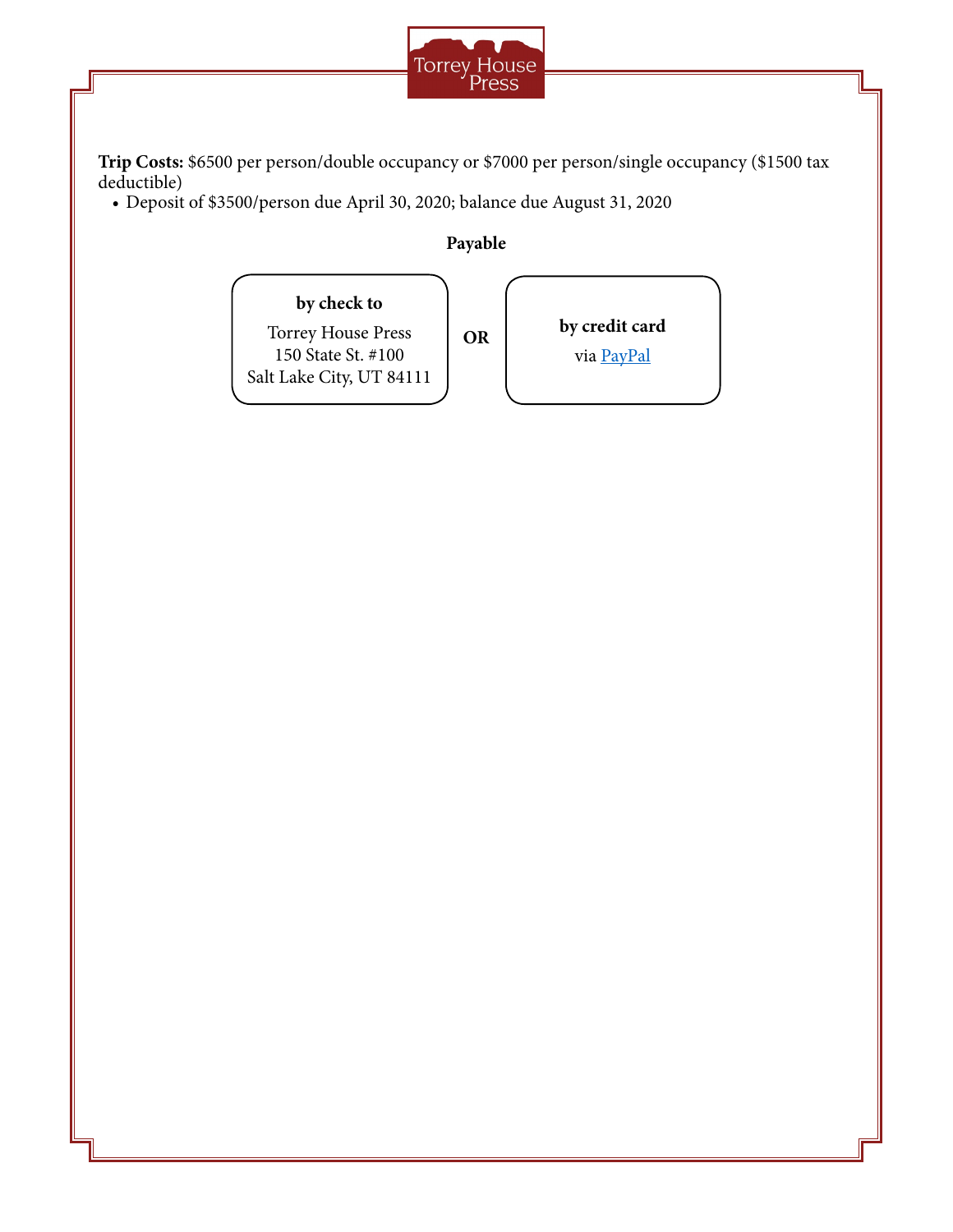**Trip Costs:** $6500 per person/double occupancy or $7000 per person/single occupancy ($1500 tax deductible)

- Deposit of $3500/person due April 30, 2020; balance due August 31, 2020

**Payable**

**by check to**

Torrey House Press
150 State St. #100
Salt Lake City, UT 84111

**OR**

**by credit card**

via PayPal